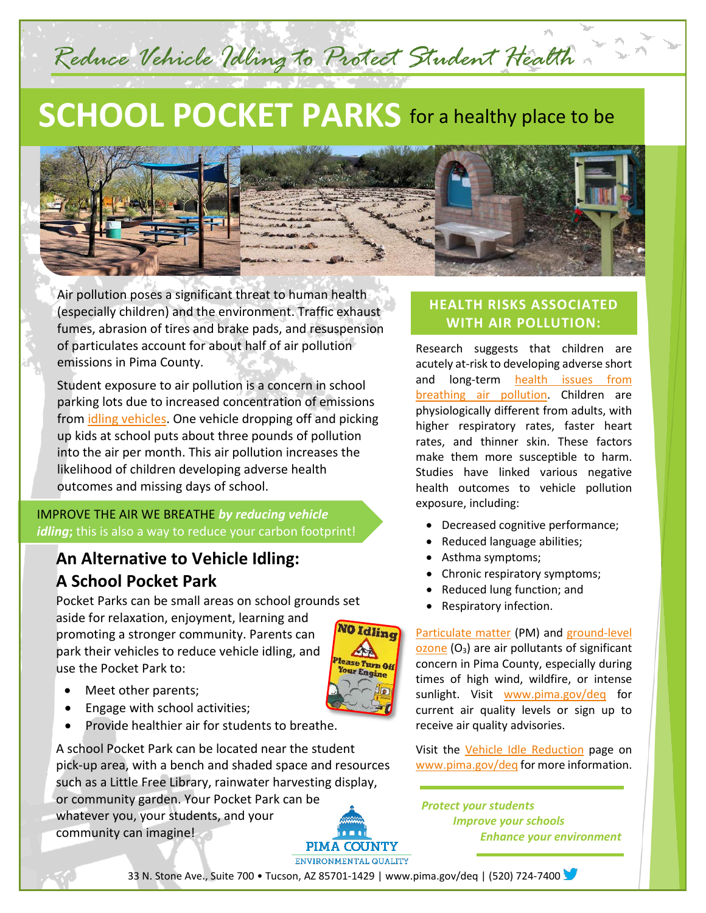*Reduce Vehicle Idling to Protect Student Health*

# SCHOOL POCKET PARKS for a healthy place to be

Air pollution poses a significant threat to human health (especially children) and the environment. Traffic exhaust fumes, abrasion of tires and brake pads, and resuspension of particulates account for about half of air pollution emissions in Pima County.

Student exposure to air pollution is a concern in school parking lots due to increased concentration of emissions from idling vehicles. One vehicle dropping off and picking up kids at school puts about three pounds of pollution into the air per month. This air pollution increases the likelihood of children developing adverse health outcomes and missing days of school.

IMPROVE THE AIR WE BREATHE ***by reducing vehicle idling***; this is also a way to reduce your carbon footprint!

## An Alternative to Vehicle Idling: A School Pocket Park

Pocket Parks can be small areas on school grounds set aside for relaxation, enjoyment, learning and promoting a stronger community. Parents can park their vehicles to reduce vehicle idling, and use the Pocket Park to:

- Meet other parents;
- Engage with school activities;
- Provide healthier air for students to breathe.

A school Pocket Park can be located near the student pick-up area, with a bench and shaded space and resources such as a Little Free Library, rainwater harvesting display, or community garden. Your Pocket Park can be whatever you, your students, and your community can imagine!

## HEALTH RISKS ASSOCIATED WITH AIR POLLUTION:

Research suggests that children are acutely at-risk to developing adverse short and long-term health issues from breathing air pollution. Children are physiologically different from adults, with higher respiratory rates, faster heart rates, and thinner skin. These factors make them more susceptible to harm. Studies have linked various negative health outcomes to vehicle pollution exposure, including:

- Decreased cognitive performance;
- Reduced language abilities;
- Asthma symptoms;
- Chronic respiratory symptoms;
- Reduced lung function; and
- Respiratory infection.

Particulate matter (PM) and ground-level ozone ($O_3$) are air pollutants of significant concern in Pima County, especially during times of high wind, wildfire, or intense sunlight. Visit www.pima.gov/deq for current air quality levels or sign up to receive air quality advisories.

Visit the Vehicle Idle Reduction page on www.pima.gov/deq for more information.

***Protect your students***
***Improve your schools***
***Enhance your environment***

PIMA COUNTY
ENVIRONMENTAL QUALITY

33 N. Stone Ave., Suite 700 • Tucson, AZ 85701-1429 | www.pima.gov/deq | (520) 724-7400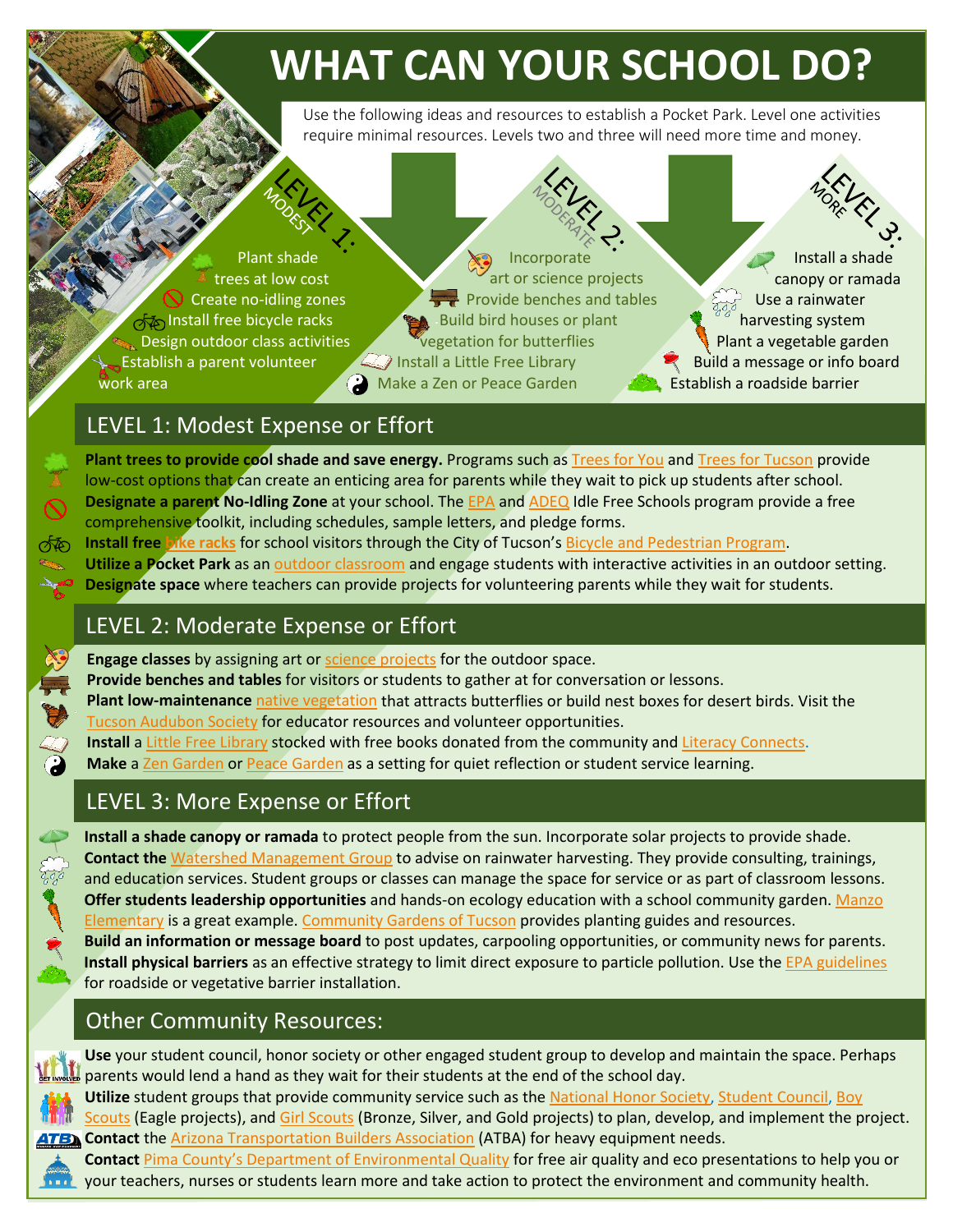# WHAT CAN YOUR SCHOOL DO?

Use the following ideas and resources to establish a Pocket Park. Level one activities require minimal resources. Levels two and three will need more time and money.

**LEVEL 1:** MODEST

- Plant shade trees at low cost
- Create no-idling zones
- Install free bicycle racks
- Design outdoor class activities
- Establish a parent volunteer work area

**LEVEL 2:** MODERATE

- Incorporate art or science projects
- Provide benches and tables
- Build bird houses or plant vegetation for butterflies
- Install a Little Free Library
- Make a Zen or Peace Garden

**LEVEL 3:** MORE

- Install a shade canopy or ramada
- Use a rainwater harvesting system
- Plant a vegetable garden
- Build a message or info board
- Establish a roadside barrier

## LEVEL 1: Modest Expense or Effort

**Plant trees to provide cool shade and save energy.** Programs such as Trees for You and Trees for Tucson provide low-cost options that can create an enticing area for parents while they wait to pick up students after school.

**Designate a parent No-Idling Zone** at your school. The EPA and ADEQ Idle Free Schools program provide a free comprehensive toolkit, including schedules, sample letters, and pledge forms.

**Install free** bike racks for school visitors through the City of Tucson's Bicycle and Pedestrian Program.

**Utilize a Pocket Park** as an outdoor classroom and engage students with interactive activities in an outdoor setting.

**Designate space** where teachers can provide projects for volunteering parents while they wait for students.

## LEVEL 2: Moderate Expense or Effort

**Engage classes** by assigning art or science projects for the outdoor space.

**Provide benches and tables** for visitors or students to gather at for conversation or lessons.

**Plant low-maintenance** native vegetation that attracts butterflies or build nest boxes for desert birds. Visit the Tucson Audubon Society for educator resources and volunteer opportunities.

**Install** a Little Free Library stocked with free books donated from the community and Literacy Connects.

**Make** a Zen Garden or Peace Garden as a setting for quiet reflection or student service learning.

## LEVEL 3: More Expense or Effort

**Install a shade canopy or ramada** to protect people from the sun. Incorporate solar projects to provide shade.

**Contact the** Watershed Management Group to advise on rainwater harvesting. They provide consulting, trainings, and education services. Student groups or classes can manage the space for service or as part of classroom lessons.

**Offer students leadership opportunities** and hands-on ecology education with a school community garden. Manzo Elementary is a great example. Community Gardens of Tucson provides planting guides and resources.

**Build an information or message board** to post updates, carpooling opportunities, or community news for parents.

**Install physical barriers** as an effective strategy to limit direct exposure to particle pollution. Use the EPA guidelines for roadside or vegetative barrier installation.

## Other Community Resources:

**Use** your student council, honor society or other engaged student group to develop and maintain the space. Perhaps parents would lend a hand as they wait for their students at the end of the school day.

**Utilize** student groups that provide community service such as the National Honor Society, Student Council, Boy Scouts (Eagle projects), and Girl Scouts (Bronze, Silver, and Gold projects) to plan, develop, and implement the project.

**Contact** the Arizona Transportation Builders Association (ATBA) for heavy equipment needs.

**Contact** Pima County's Department of Environmental Quality for free air quality and eco presentations to help you or your teachers, nurses or students learn more and take action to protect the environment and community health.